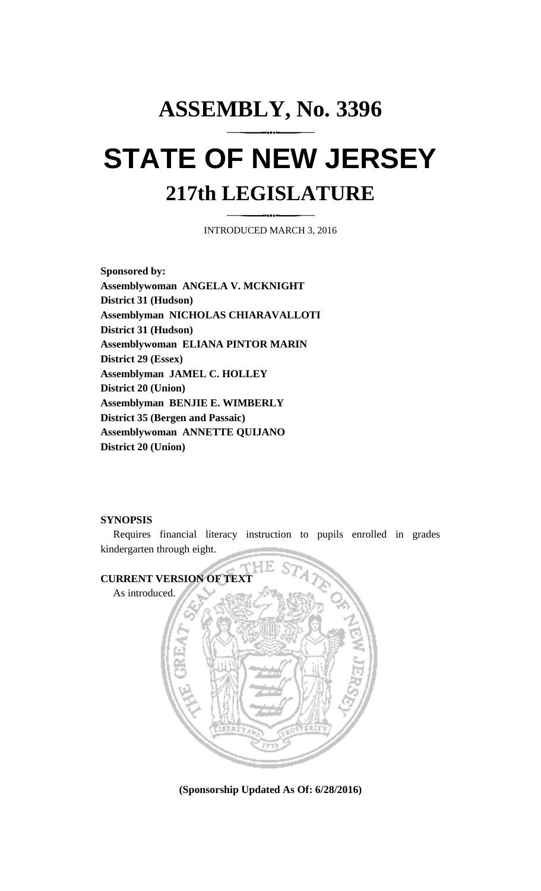# ASSEMBLY, No. 3396

# STATE OF NEW JERSEY

## 217th LEGISLATURE

INTRODUCED MARCH 3, 2016

**Sponsored by:**
**Assemblywoman ANGELA V. MCKNIGHT**
**District 31 (Hudson)**
**Assemblyman NICHOLAS CHIARAVALLOTI**
**District 31 (Hudson)**
**Assemblywoman ELIANA PINTOR MARIN**
**District 29 (Essex)**
**Assemblyman JAMEL C. HOLLEY**
**District 20 (Union)**
**Assemblyman BENJIE E. WIMBERLY**
**District 35 (Bergen and Passaic)**
**Assemblywoman ANNETTE QUIJANO**
**District 20 (Union)**

**SYNOPSIS**

Requires financial literacy instruction to pupils enrolled in grades kindergarten through eight.

**CURRENT VERSION OF TEXT**

As introduced.

**(Sponsorship Updated As Of: 6/28/2016)**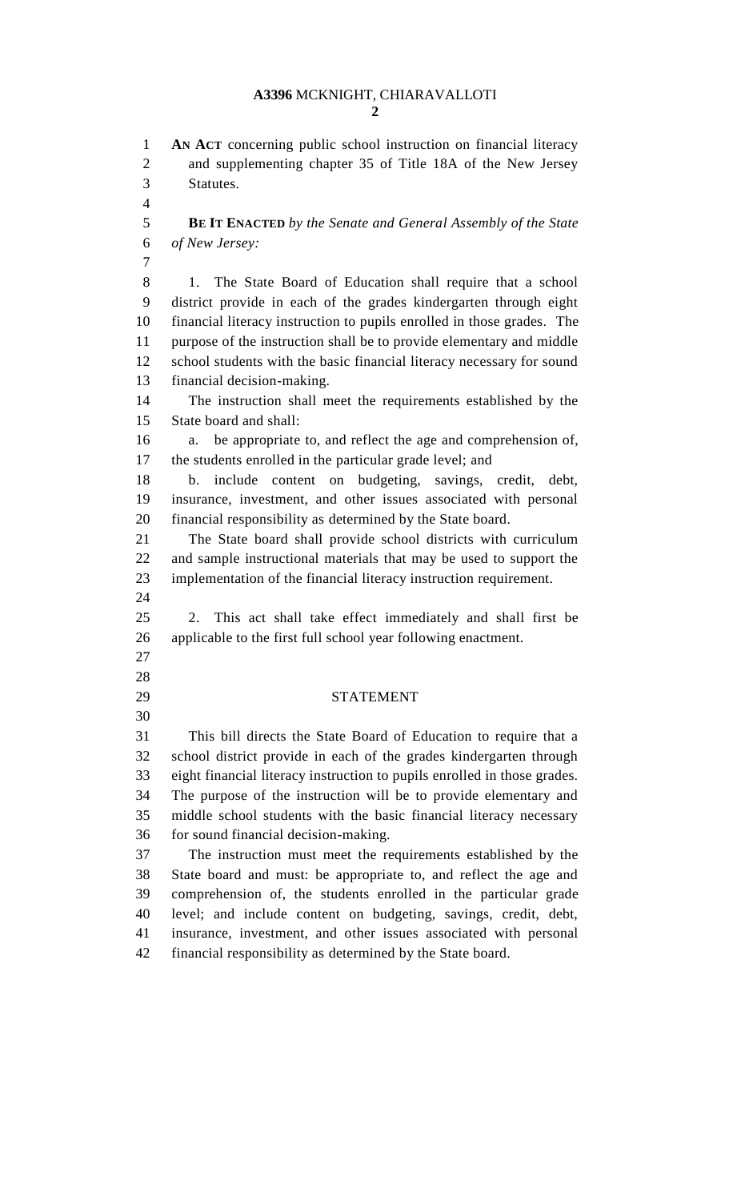**AN ACT** concerning public school instruction on financial literacy and supplementing chapter 35 of Title 18A of the New Jersey Statutes.

**BE IT ENACTED** *by the Senate and General Assembly of the State of New Jersey:*

1. The State Board of Education shall require that a school district provide in each of the grades kindergarten through eight financial literacy instruction to pupils enrolled in those grades. The purpose of the instruction shall be to provide elementary and middle school students with the basic financial literacy necessary for sound financial decision-making.

The instruction shall meet the requirements established by the State board and shall:

a. be appropriate to, and reflect the age and comprehension of, the students enrolled in the particular grade level; and

b. include content on budgeting, savings, credit, debt, insurance, investment, and other issues associated with personal financial responsibility as determined by the State board.

The State board shall provide school districts with curriculum and sample instructional materials that may be used to support the implementation of the financial literacy instruction requirement.

2. This act shall take effect immediately and shall first be applicable to the first full school year following enactment.

## STATEMENT

This bill directs the State Board of Education to require that a school district provide in each of the grades kindergarten through eight financial literacy instruction to pupils enrolled in those grades. The purpose of the instruction will be to provide elementary and middle school students with the basic financial literacy necessary for sound financial decision-making.

The instruction must meet the requirements established by the State board and must: be appropriate to, and reflect the age and comprehension of, the students enrolled in the particular grade level; and include content on budgeting, savings, credit, debt, insurance, investment, and other issues associated with personal financial responsibility as determined by the State board.